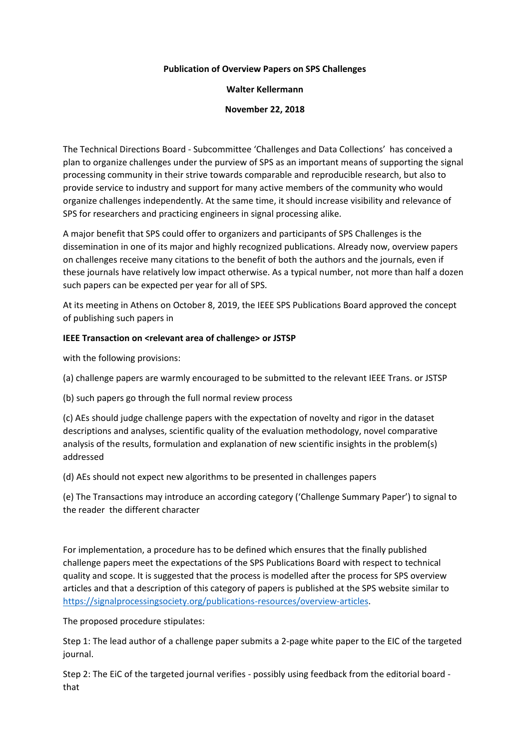**Publication of Overview Papers on SPS Challenges**

**Walter Kellermann**

**November 22, 2018**

The Technical Directions Board - Subcommittee 'Challenges and Data Collections' has conceived a plan to organize challenges under the purview of SPS as an important means of supporting the signal processing community in their strive towards comparable and reproducible research, but also to provide service to industry and support for many active members of the community who would organize challenges independently. At the same time, it should increase visibility and relevance of SPS for researchers and practicing engineers in signal processing alike.

A major benefit that SPS could offer to organizers and participants of SPS Challenges is the dissemination in one of its major and highly recognized publications. Already now, overview papers on challenges receive many citations to the benefit of both the authors and the journals, even if these journals have relatively low impact otherwise. As a typical number, not more than half a dozen such papers can be expected per year for all of SPS.

At its meeting in Athens on October 8, 2019, the IEEE SPS Publications Board approved the concept of publishing such papers in

**IEEE Transaction on <relevant area of challenge> or JSTSP**

with the following provisions:

(a) challenge papers are warmly encouraged to be submitted to the relevant IEEE Trans. or JSTSP

(b) such papers go through the full normal review process

(c) AEs should judge challenge papers with the expectation of novelty and rigor in the dataset descriptions and analyses, scientific quality of the evaluation methodology, novel comparative analysis of the results, formulation and explanation of new scientific insights in the problem(s) addressed

(d) AEs should not expect new algorithms to be presented in challenges papers

(e) The Transactions may introduce an according category ('Challenge Summary Paper') to signal to the reader the different character

For implementation, a procedure has to be defined which ensures that the finally published challenge papers meet the expectations of the SPS Publications Board with respect to technical quality and scope. It is suggested that the process is modelled after the process for SPS overview articles and that a description of this category of papers is published at the SPS website similar to https://signalprocessingsociety.org/publications-resources/overview-articles.

The proposed procedure stipulates:

Step 1: The lead author of a challenge paper submits a 2-page white paper to the EIC of the targeted journal.

Step 2: The EiC of the targeted journal verifies - possibly using feedback from the editorial board - that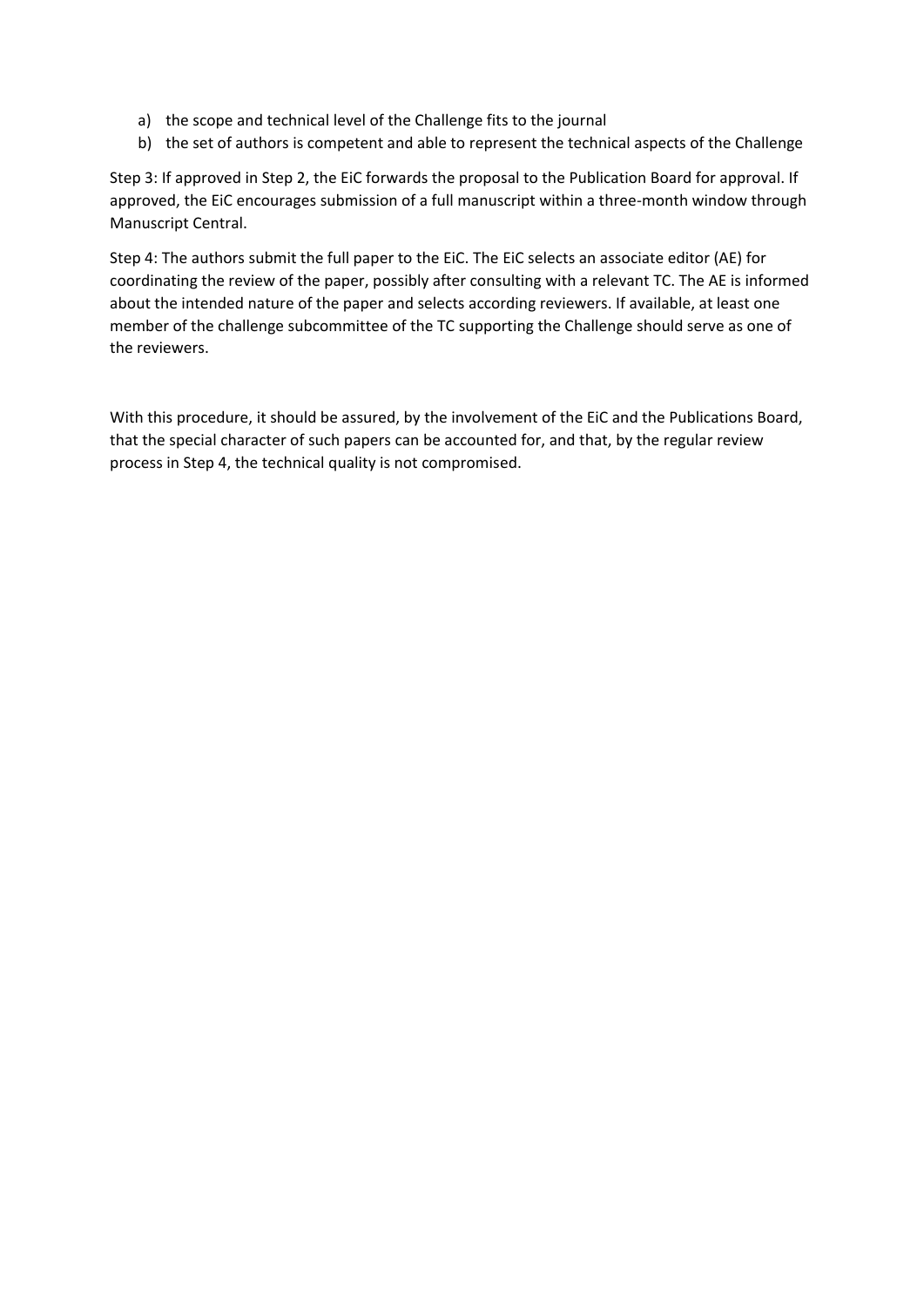a) the scope and technical level of the Challenge fits to the journal
b) the set of authors is competent and able to represent the technical aspects of the Challenge

Step 3: If approved in Step 2, the EiC forwards the proposal to the Publication Board for approval. If approved, the EiC encourages submission of a full manuscript within a three-month window through Manuscript Central.

Step 4: The authors submit the full paper to the EiC. The EiC selects an associate editor (AE) for coordinating the review of the paper, possibly after consulting with a relevant TC. The AE is informed about the intended nature of the paper and selects according reviewers. If available, at least one member of the challenge subcommittee of the TC supporting the Challenge should serve as one of the reviewers.

With this procedure, it should be assured, by the involvement of the EiC and the Publications Board, that the special character of such papers can be accounted for, and that, by the regular review process in Step 4, the technical quality is not compromised.